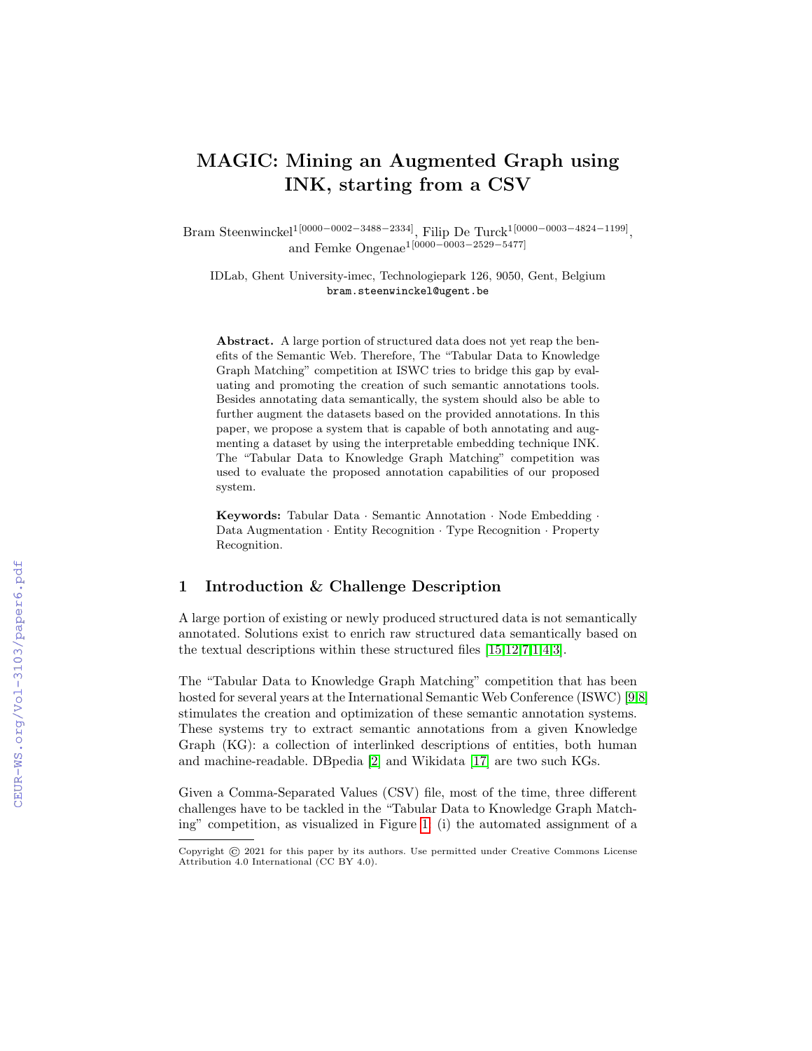# MAGIC: Mining an Augmented Graph using INK, starting from a CSV

Bram Steenwinckel[1[0000−0002−3488−2334]], Filip De Turck[1[0000−0003−4824−1199]], and Femke Ongenae[1[0000−0003−2529−5477]]

IDLab, Ghent University-imec, Technologiepark 126, 9050, Gent, Belgium
bram.steenwinckel@ugent.be

**Abstract.** A large portion of structured data does not yet reap the benefits of the Semantic Web. Therefore, The "Tabular Data to Knowledge Graph Matching" competition at ISWC tries to bridge this gap by evaluating and promoting the creation of such semantic annotations tools. Besides annotating data semantically, the system should also be able to further augment the datasets based on the provided annotations. In this paper, we propose a system that is capable of both annotating and augmenting a dataset by using the interpretable embedding technique INK. The "Tabular Data to Knowledge Graph Matching" competition was used to evaluate the proposed annotation capabilities of our proposed system.

**Keywords:** Tabular Data · Semantic Annotation · Node Embedding · Data Augmentation · Entity Recognition · Type Recognition · Property Recognition.

## 1 Introduction & Challenge Description

A large portion of existing or newly produced structured data is not semantically annotated. Solutions exist to enrich raw structured data semantically based on the textual descriptions within these structured files [15,12,7,1,4,3].

The "Tabular Data to Knowledge Graph Matching" competition that has been hosted for several years at the International Semantic Web Conference (ISWC) [9,8] stimulates the creation and optimization of these semantic annotation systems. These systems try to extract semantic annotations from a given Knowledge Graph (KG): a collection of interlinked descriptions of entities, both human and machine-readable. DBpedia [2] and Wikidata [17] are two such KGs.

Given a Comma-Separated Values (CSV) file, most of the time, three different challenges have to be tackled in the "Tabular Data to Knowledge Graph Matching" competition, as visualized in Figure 1: (i) the automated assignment of a

Copyright © 2021 for this paper by its authors. Use permitted under Creative Commons License Attribution 4.0 International (CC BY 4.0).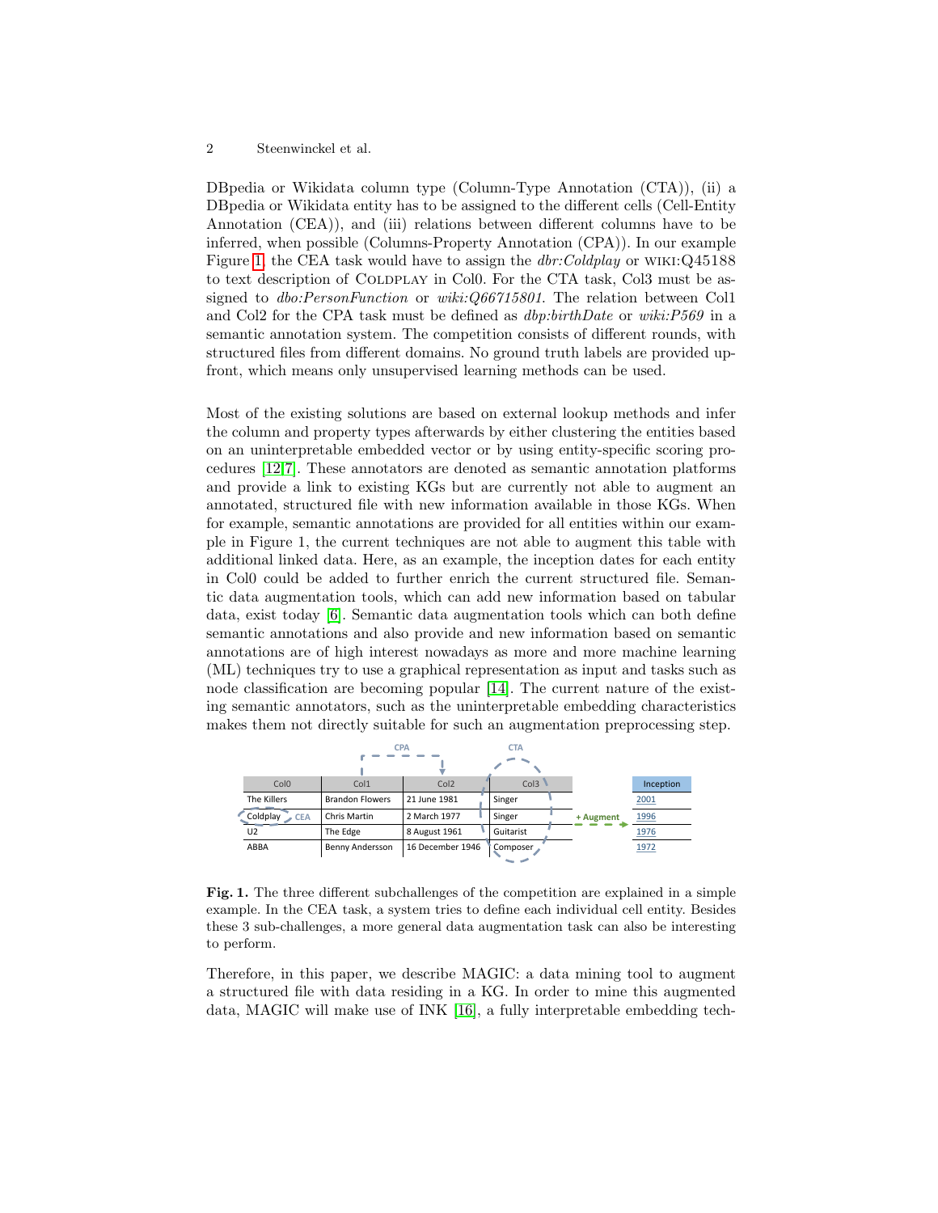DBpedia or Wikidata column type (Column-Type Annotation (CTA)), (ii) a DBpedia or Wikidata entity has to be assigned to the different cells (Cell-Entity Annotation (CEA)), and (iii) relations between different columns have to be inferred, when possible (Columns-Property Annotation (CPA)). In our example Figure 1, the CEA task would have to assign the *dbr:Coldplay* or WIKI:Q45188 to text description of COLDPLAY in Col0. For the CTA task, Col3 must be assigned to *dbo:PersonFunction* or *wiki:Q66715801*. The relation between Col1 and Col2 for the CPA task must be defined as *dbp:birthDate* or *wiki:P569* in a semantic annotation system. The competition consists of different rounds, with structured files from different domains. No ground truth labels are provided upfront, which means only unsupervised learning methods can be used.

Most of the existing solutions are based on external lookup methods and infer the column and property types afterwards by either clustering the entities based on an uninterpretable embedded vector or by using entity-specific scoring procedures [12,7]. These annotators are denoted as semantic annotation platforms and provide a link to existing KGs but are currently not able to augment an annotated, structured file with new information available in those KGs. When for example, semantic annotations are provided for all entities within our example in Figure 1, the current techniques are not able to augment this table with additional linked data. Here, as an example, the inception dates for each entity in Col0 could be added to further enrich the current structured file. Semantic data augmentation tools, which can add new information based on tabular data, exist today [6]. Semantic data augmentation tools which can both define semantic annotations and also provide and new information based on semantic annotations are of high interest nowadays as more and more machine learning (ML) techniques try to use a graphical representation as input and tasks such as node classification are becoming popular [14]. The current nature of the existing semantic annotators, such as the uninterpretable embedding characteristics makes them not directly suitable for such an augmentation preprocessing step.

CPA

CTA

| Col0 | Col1 | Col2 | Col3 | | Inception |
|---|---|---|---|---|---|
| The Killers | Brandon Flowers | 21 June 1981 | Singer | | 2001 |
| Coldplay (CEA) | Chris Martin | 2 March 1977 | Singer | + Augment | 1996 |
| U2 | The Edge | 8 August 1961 | Guitarist | | 1976 |
| ABBA | Benny Andersson | 16 December 1946 | Composer | | 1972 |

**Fig. 1.** The three different subchallenges of the competition are explained in a simple example. In the CEA task, a system tries to define each individual cell entity. Besides these 3 sub-challenges, a more general data augmentation task can also be interesting to perform.

Therefore, in this paper, we describe MAGIC: a data mining tool to augment a structured file with data residing in a KG. In order to mine this augmented data, MAGIC will make use of INK [16], a fully interpretable embedding tech-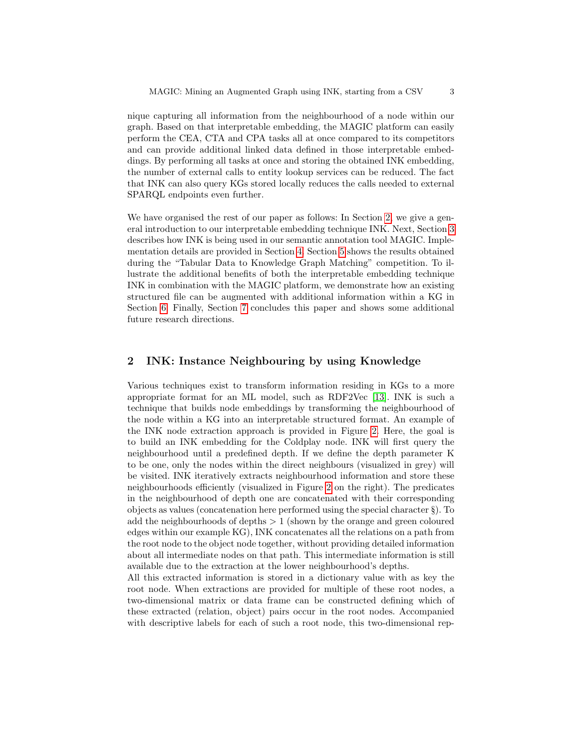nique capturing all information from the neighbourhood of a node within our graph. Based on that interpretable embedding, the MAGIC platform can easily perform the CEA, CTA and CPA tasks all at once compared to its competitors and can provide additional linked data defined in those interpretable embeddings. By performing all tasks at once and storing the obtained INK embedding, the number of external calls to entity lookup services can be reduced. The fact that INK can also query KGs stored locally reduces the calls needed to external SPARQL endpoints even further.

We have organised the rest of our paper as follows: In Section 2, we give a general introduction to our interpretable embedding technique INK. Next, Section 3 describes how INK is being used in our semantic annotation tool MAGIC. Implementation details are provided in Section 4. Section 5 shows the results obtained during the "Tabular Data to Knowledge Graph Matching" competition. To illustrate the additional benefits of both the interpretable embedding technique INK in combination with the MAGIC platform, we demonstrate how an existing structured file can be augmented with additional information within a KG in Section 6. Finally, Section 7 concludes this paper and shows some additional future research directions.

## 2 INK: Instance Neighbouring by using Knowledge

Various techniques exist to transform information residing in KGs to a more appropriate format for an ML model, such as RDF2Vec [13]. INK is such a technique that builds node embeddings by transforming the neighbourhood of the node within a KG into an interpretable structured format. An example of the INK node extraction approach is provided in Figure 2. Here, the goal is to build an INK embedding for the Coldplay node. INK will first query the neighbourhood until a predefined depth. If we define the depth parameter K to be one, only the nodes within the direct neighbours (visualized in grey) will be visited. INK iteratively extracts neighbourhood information and store these neighbourhoods efficiently (visualized in Figure 2 on the right). The predicates in the neighbourhood of depth one are concatenated with their corresponding objects as values (concatenation here performed using the special character §). To add the neighbourhoods of depths $> 1$ (shown by the orange and green coloured edges within our example KG), INK concatenates all the relations on a path from the root node to the object node together, without providing detailed information about all intermediate nodes on that path. This intermediate information is still available due to the extraction at the lower neighbourhood's depths.
All this extracted information is stored in a dictionary value with as key the root node. When extractions are provided for multiple of these root nodes, a two-dimensional matrix or data frame can be constructed defining which of these extracted (relation, object) pairs occur in the root nodes. Accompanied with descriptive labels for each of such a root node, this two-dimensional rep-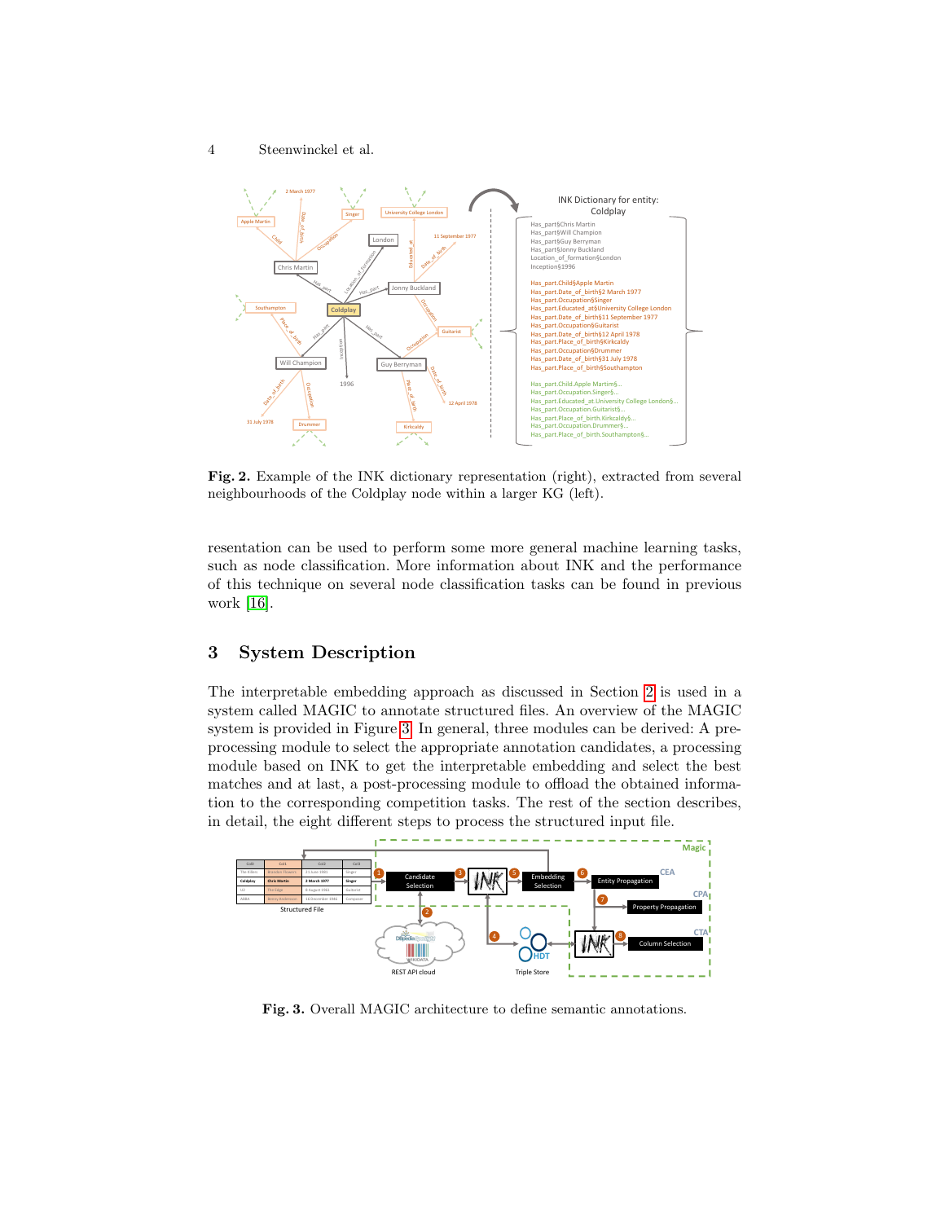INK Dictionary for entity: Coldplay

Has_part§Chris Martin
Has_part§Will Champion
Has_part§Guy Berryman
Has_part§Jonny Buckland
Location_of_formation§London
Inception§1996

Has_part.Child§Apple Martin
Has_part.Date_of_birth§2 March 1977
Has_part.Occupation§Singer
Has_part.Educated_at§University College London
Has_part.Date_of_birth§11 September 1977
Has_part.Occupation§Guitarist
Has_part.Date_of_birth§12 April 1978
Has_part.Place_of_birth§Kirkcaldy
Has_part.Occupation§Drummer
Has_part.Date_of_birth§31 July 1978
Has_part.Place_of_birth§Southampton

Has_part.Child.Apple Martim§...
Has_part.Occupation.Singer§...
Has_part.Educated_at.University College London§...
Has_part.Occupation.Guitarist§...
Has_part.Place_of_birth.Kirkcaldy§...
Has_part.Occupation.Drummer§...
Has_part.Place_of_birth.Southampton§...

**Fig. 2.** Example of the INK dictionary representation (right), extracted from several neighbourhoods of the Coldplay node within a larger KG (left).

resentation can be used to perform some more general machine learning tasks, such as node classification. More information about INK and the performance of this technique on several node classification tasks can be found in previous work [16].

## 3 System Description

The interpretable embedding approach as discussed in Section 2 is used in a system called MAGIC to annotate structured files. An overview of the MAGIC system is provided in Figure 3. In general, three modules can be derived: A preprocessing module to select the appropriate annotation candidates, a processing module based on INK to get the interpretable embedding and select the best matches and at last, a post-processing module to offload the obtained information to the corresponding competition tasks. The rest of the section describes, in detail, the eight different steps to process the structured input file.

Magic
Structured File
Candidate Selection
Embedding Selection
Entity Propagation
CEA
Property Propagation
CPA
Column Selection
CTA
REST API cloud
Triple Store
HDT

**Fig. 3.** Overall MAGIC architecture to define semantic annotations.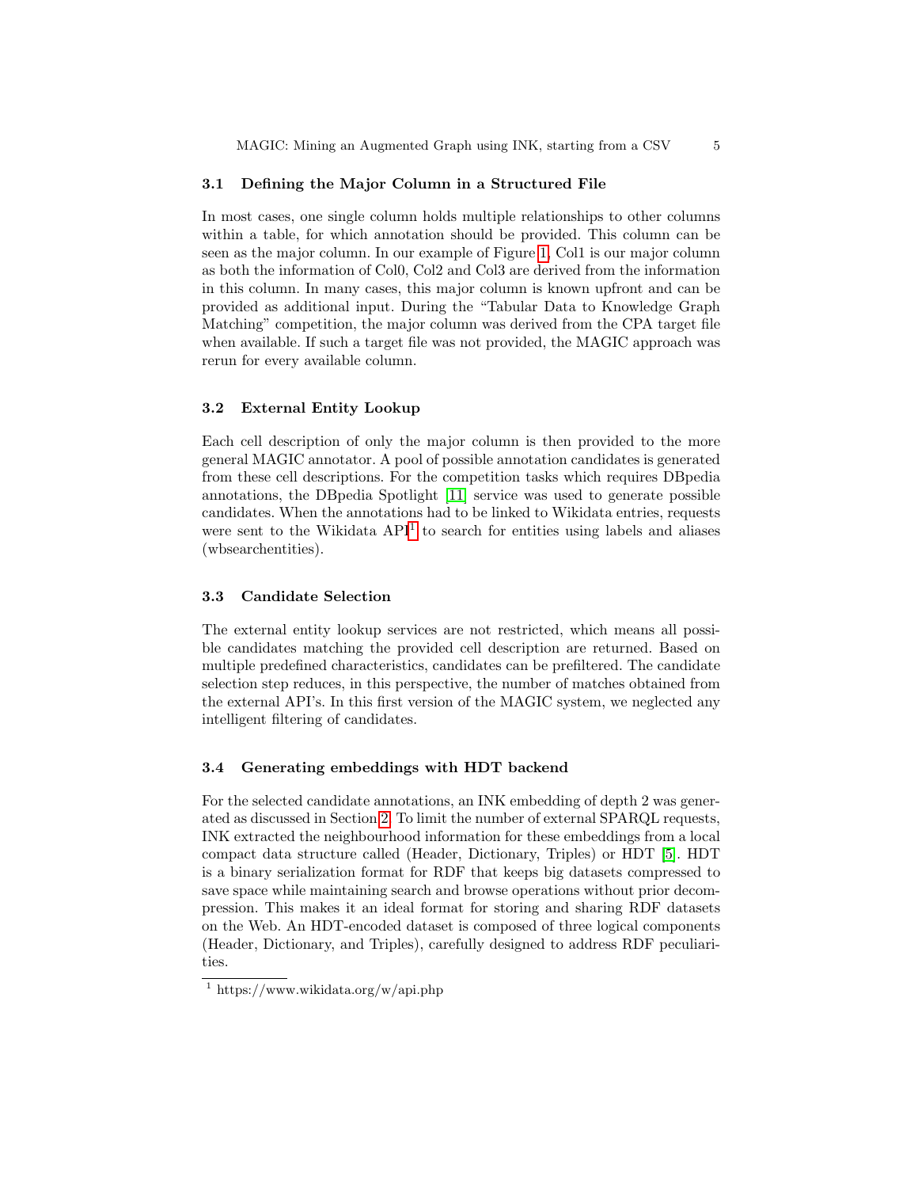### 3.1 Defining the Major Column in a Structured File

In most cases, one single column holds multiple relationships to other columns within a table, for which annotation should be provided. This column can be seen as the major column. In our example of Figure 1, Col1 is our major column as both the information of Col0, Col2 and Col3 are derived from the information in this column. In many cases, this major column is known upfront and can be provided as additional input. During the "Tabular Data to Knowledge Graph Matching" competition, the major column was derived from the CPA target file when available. If such a target file was not provided, the MAGIC approach was rerun for every available column.

### 3.2 External Entity Lookup

Each cell description of only the major column is then provided to the more general MAGIC annotator. A pool of possible annotation candidates is generated from these cell descriptions. For the competition tasks which requires DBpedia annotations, the DBpedia Spotlight [11] service was used to generate possible candidates. When the annotations had to be linked to Wikidata entries, requests were sent to the Wikidata API[1] to search for entities using labels and aliases (wbsearchentities).

### 3.3 Candidate Selection

The external entity lookup services are not restricted, which means all possible candidates matching the provided cell description are returned. Based on multiple predefined characteristics, candidates can be prefiltered. The candidate selection step reduces, in this perspective, the number of matches obtained from the external API's. In this first version of the MAGIC system, we neglected any intelligent filtering of candidates.

### 3.4 Generating embeddings with HDT backend

For the selected candidate annotations, an INK embedding of depth 2 was generated as discussed in Section 2. To limit the number of external SPARQL requests, INK extracted the neighbourhood information for these embeddings from a local compact data structure called (Header, Dictionary, Triples) or HDT [5]. HDT is a binary serialization format for RDF that keeps big datasets compressed to save space while maintaining search and browse operations without prior decompression. This makes it an ideal format for storing and sharing RDF datasets on the Web. An HDT-encoded dataset is composed of three logical components (Header, Dictionary, and Triples), carefully designed to address RDF peculiarities.

[1] https://www.wikidata.org/w/api.php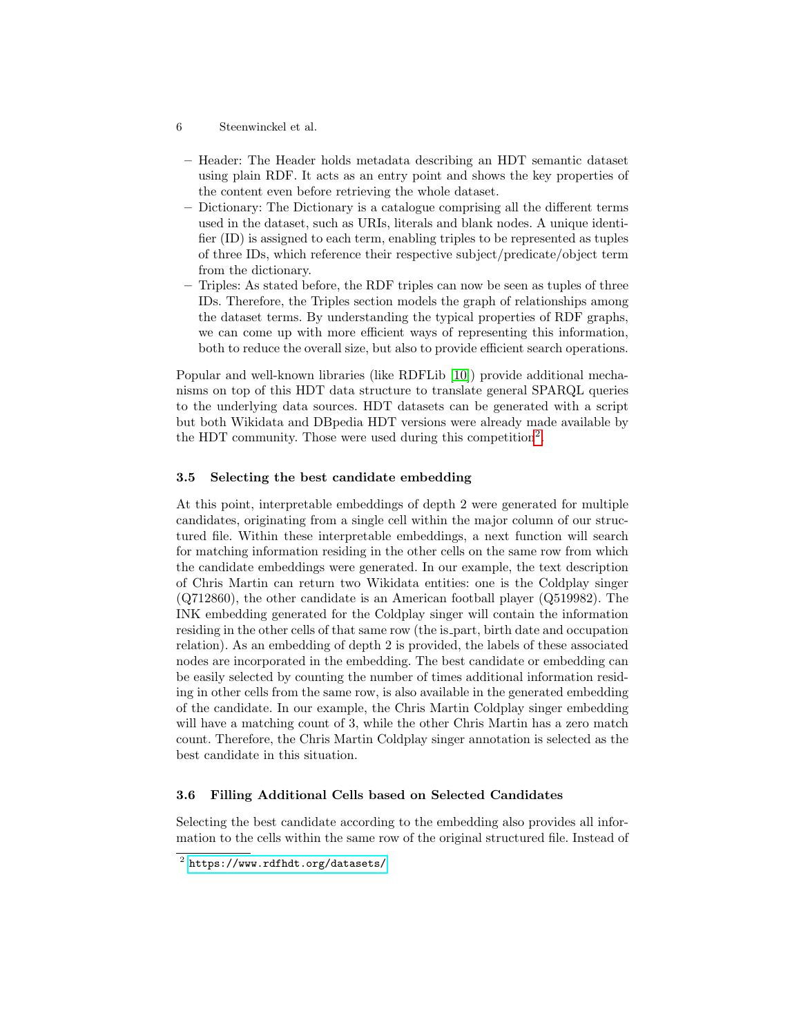- Header: The Header holds metadata describing an HDT semantic dataset using plain RDF. It acts as an entry point and shows the key properties of the content even before retrieving the whole dataset.
- Dictionary: The Dictionary is a catalogue comprising all the different terms used in the dataset, such as URIs, literals and blank nodes. A unique identifier (ID) is assigned to each term, enabling triples to be represented as tuples of three IDs, which reference their respective subject/predicate/object term from the dictionary.
- Triples: As stated before, the RDF triples can now be seen as tuples of three IDs. Therefore, the Triples section models the graph of relationships among the dataset terms. By understanding the typical properties of RDF graphs, we can come up with more efficient ways of representing this information, both to reduce the overall size, but also to provide efficient search operations.

Popular and well-known libraries (like RDFLib [10]) provide additional mechanisms on top of this HDT data structure to translate general SPARQL queries to the underlying data sources. HDT datasets can be generated with a script but both Wikidata and DBpedia HDT versions were already made available by the HDT community. Those were used during this competition[2].

### 3.5 Selecting the best candidate embedding

At this point, interpretable embeddings of depth 2 were generated for multiple candidates, originating from a single cell within the major column of our structured file. Within these interpretable embeddings, a next function will search for matching information residing in the other cells on the same row from which the candidate embeddings were generated. In our example, the text description of Chris Martin can return two Wikidata entities: one is the Coldplay singer (Q712860), the other candidate is an American football player (Q519982). The INK embedding generated for the Coldplay singer will contain the information residing in the other cells of that same row (the is_part, birth date and occupation relation). As an embedding of depth 2 is provided, the labels of these associated nodes are incorporated in the embedding. The best candidate or embedding can be easily selected by counting the number of times additional information residing in other cells from the same row, is also available in the generated embedding of the candidate. In our example, the Chris Martin Coldplay singer embedding will have a matching count of 3, while the other Chris Martin has a zero match count. Therefore, the Chris Martin Coldplay singer annotation is selected as the best candidate in this situation.

### 3.6 Filling Additional Cells based on Selected Candidates

Selecting the best candidate according to the embedding also provides all information to the cells within the same row of the original structured file. Instead of

[2] https://www.rdfhdt.org/datasets/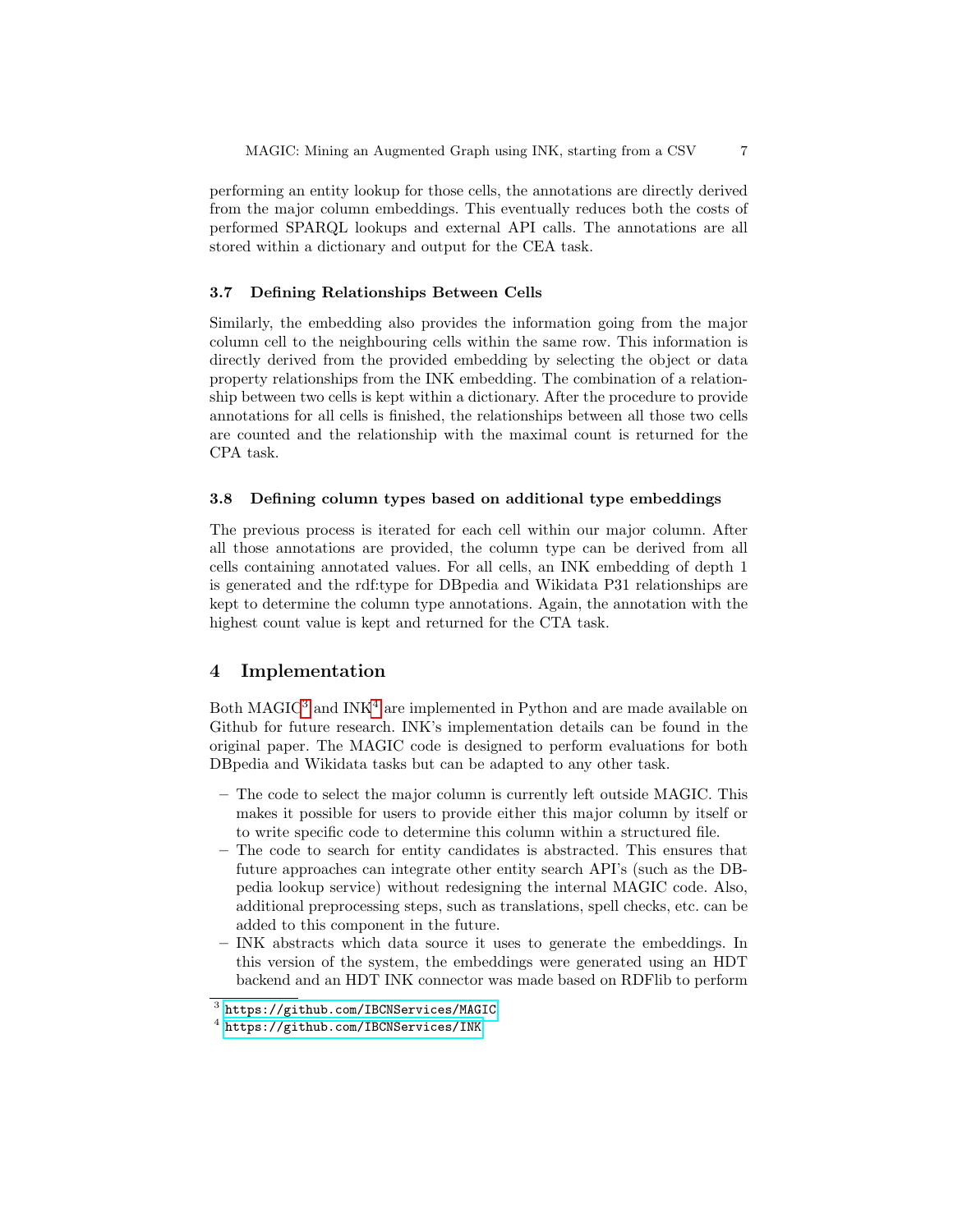performing an entity lookup for those cells, the annotations are directly derived from the major column embeddings. This eventually reduces both the costs of performed SPARQL lookups and external API calls. The annotations are all stored within a dictionary and output for the CEA task.

### 3.7 Defining Relationships Between Cells

Similarly, the embedding also provides the information going from the major column cell to the neighbouring cells within the same row. This information is directly derived from the provided embedding by selecting the object or data property relationships from the INK embedding. The combination of a relationship between two cells is kept within a dictionary. After the procedure to provide annotations for all cells is finished, the relationships between all those two cells are counted and the relationship with the maximal count is returned for the CPA task.

### 3.8 Defining column types based on additional type embeddings

The previous process is iterated for each cell within our major column. After all those annotations are provided, the column type can be derived from all cells containing annotated values. For all cells, an INK embedding of depth 1 is generated and the rdf:type for DBpedia and Wikidata P31 relationships are kept to determine the column type annotations. Again, the annotation with the highest count value is kept and returned for the CTA task.

## 4 Implementation

Both MAGIC[3] and INK[4] are implemented in Python and are made available on Github for future research. INK's implementation details can be found in the original paper. The MAGIC code is designed to perform evaluations for both DBpedia and Wikidata tasks but can be adapted to any other task.

- The code to select the major column is currently left outside MAGIC. This makes it possible for users to provide either this major column by itself or to write specific code to determine this column within a structured file.
- The code to search for entity candidates is abstracted. This ensures that future approaches can integrate other entity search API's (such as the DBpedia lookup service) without redesigning the internal MAGIC code. Also, additional preprocessing steps, such as translations, spell checks, etc. can be added to this component in the future.
- INK abstracts which data source it uses to generate the embeddings. In this version of the system, the embeddings were generated using an HDT backend and an HDT INK connector was made based on RDFlib to perform

[3] https://github.com/IBCNServices/MAGIC

[4] https://github.com/IBCNServices/INK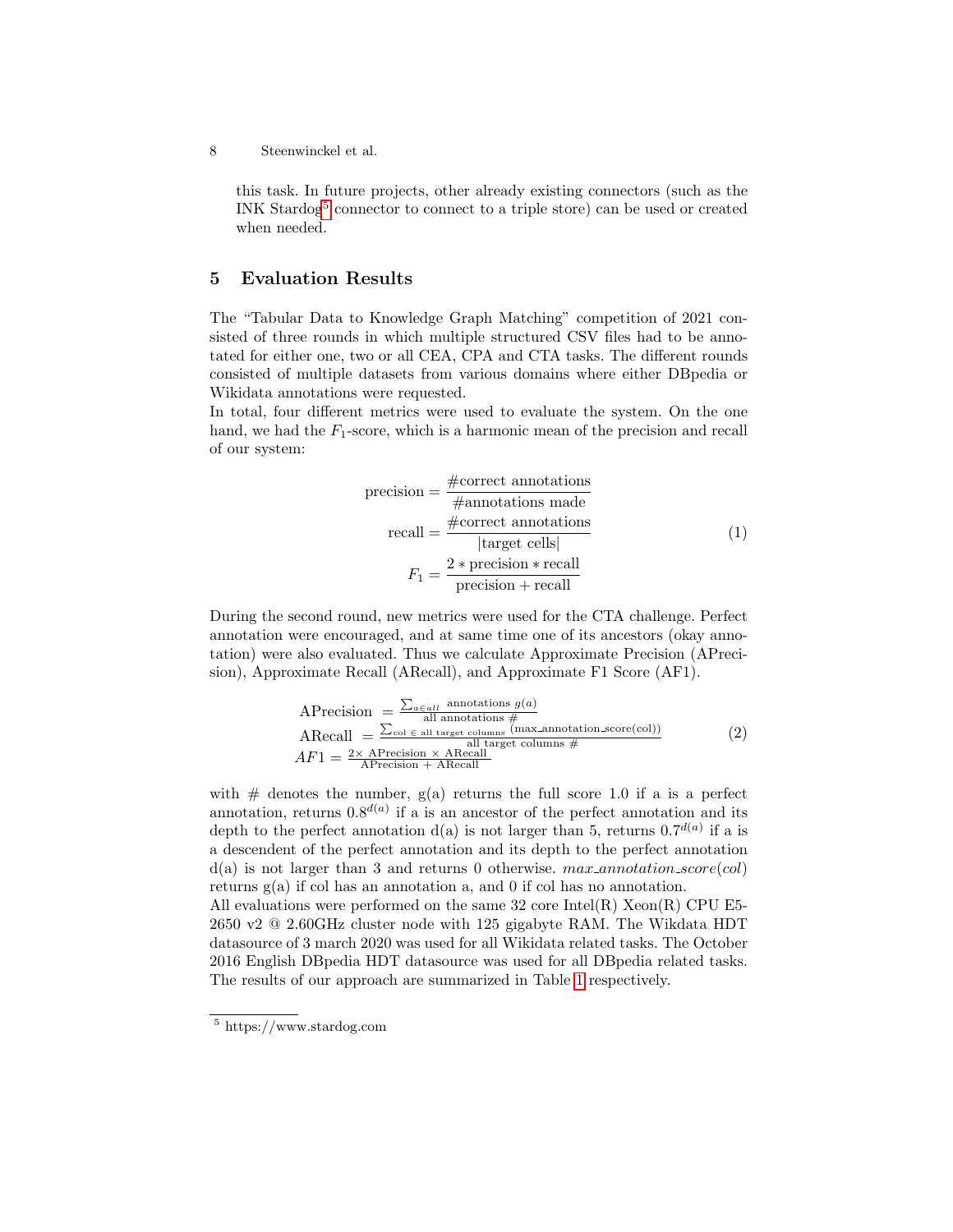this task. In future projects, other already existing connectors (such as the INK Stardog[5] connector to connect to a triple store) can be used or created when needed.

## 5 Evaluation Results

The "Tabular Data to Knowledge Graph Matching" competition of 2021 consisted of three rounds in which multiple structured CSV files had to be annotated for either one, two or all CEA, CPA and CTA tasks. The different rounds consisted of multiple datasets from various domains where either DBpedia or Wikidata annotations were requested.
In total, four different metrics were used to evaluate the system. On the one hand, we had the $F_1$-score, which is a harmonic mean of the precision and recall of our system:

$$\begin{aligned} \text{precision} &= \frac{\#\text{correct annotations}}{\#\text{annotations made}} \\ \text{recall} &= \frac{\#\text{correct annotations}}{|\text{target cells}|} \\ F_1 &= \frac{2 * \text{precision} * \text{recall}}{\text{precision} + \text{recall}} \end{aligned} \tag{1}$$

During the second round, new metrics were used for the CTA challenge. Perfect annotation were encouraged, and at same time one of its ancestors (okay annotation) were also evaluated. Thus we calculate Approximate Precision (APrecision), Approximate Recall (ARecall), and Approximate F1 Score (AF1).

$$\begin{aligned} \text{APrecision} &= \frac{\sum_{a \in all} \text{ annotations } g(a)}{\text{all annotations } \#} \\ \text{ARecall} &= \frac{\sum_{\text{col} \in \text{ all target columns}} (\text{max\_annotation\_score(col)})}{\text{all target columns } \#} \\ AF1 &= \frac{2 \times \text{ APrecision } \times \text{ ARecall}}{\text{APrecision } + \text{ ARecall}} \end{aligned} \tag{2}$$

with # denotes the number, g(a) returns the full score 1.0 if a is a perfect annotation, returns $0.8^{d(a)}$ if a is an ancestor of the perfect annotation and its depth to the perfect annotation d(a) is not larger than 5, returns $0.7^{d(a)}$ if a is a descendent of the perfect annotation and its depth to the perfect annotation d(a) is not larger than 3 and returns 0 otherwise. $max\_annotation\_score(col)$ returns g(a) if col has an annotation a, and 0 if col has no annotation.
All evaluations were performed on the same 32 core Intel(R) Xeon(R) CPU E5-2650 v2 @ 2.60GHz cluster node with 125 gigabyte RAM. The Wikdata HDT datasource of 3 march 2020 was used for all Wikidata related tasks. The October 2016 English DBpedia HDT datasource was used for all DBpedia related tasks. The results of our approach are summarized in Table 1 respectively.

[5] https://www.stardog.com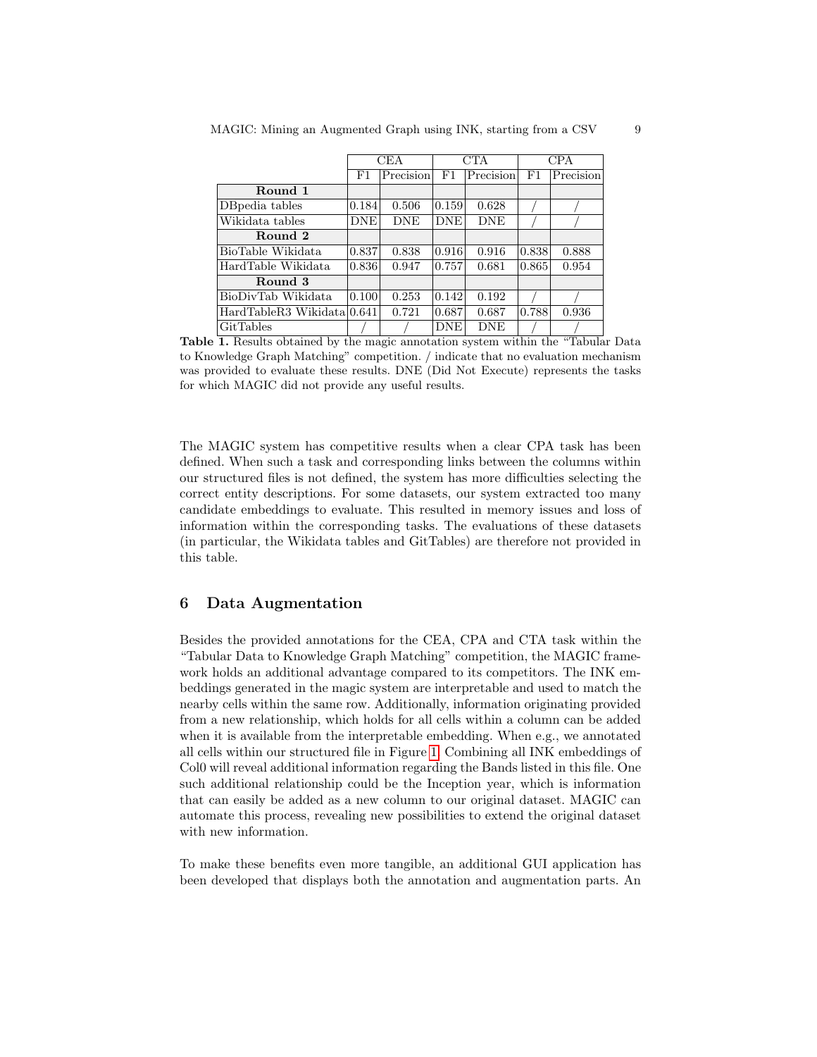| | CEA | | CTA | | CPA | |
|---|---|---|---|---|---|---|
| | F1 | Precision | F1 | Precision | F1 | Precision |
| **Round 1** | | | | | | |
| DBpedia tables | 0.184 | 0.506 | 0.159 | 0.628 | / | / |
| Wikidata tables | DNE | DNE | DNE | DNE | / | / |
| **Round 2** | | | | | | |
| BioTable Wikidata | 0.837 | 0.838 | 0.916 | 0.916 | 0.838 | 0.888 |
| HardTable Wikidata | 0.836 | 0.947 | 0.757 | 0.681 | 0.865 | 0.954 |
| **Round 3** | | | | | | |
| BioDivTab Wikidata | 0.100 | 0.253 | 0.142 | 0.192 | / | / |
| HardTableR3 Wikidata | 0.641 | 0.721 | 0.687 | 0.687 | 0.788 | 0.936 |
| GitTables | / | / | DNE | DNE | / | / |

**Table 1.** Results obtained by the magic annotation system within the "Tabular Data to Knowledge Graph Matching" competition. / indicate that no evaluation mechanism was provided to evaluate these results. DNE (Did Not Execute) represents the tasks for which MAGIC did not provide any useful results.

The MAGIC system has competitive results when a clear CPA task has been defined. When such a task and corresponding links between the columns within our structured files is not defined, the system has more difficulties selecting the correct entity descriptions. For some datasets, our system extracted too many candidate embeddings to evaluate. This resulted in memory issues and loss of information within the corresponding tasks. The evaluations of these datasets (in particular, the Wikidata tables and GitTables) are therefore not provided in this table.

## 6 Data Augmentation

Besides the provided annotations for the CEA, CPA and CTA task within the "Tabular Data to Knowledge Graph Matching" competition, the MAGIC framework holds an additional advantage compared to its competitors. The INK embeddings generated in the magic system are interpretable and used to match the nearby cells within the same row. Additionally, information originating provided from a new relationship, which holds for all cells within a column can be added when it is available from the interpretable embedding. When e.g., we annotated all cells within our structured file in Figure 1. Combining all INK embeddings of Col0 will reveal additional information regarding the Bands listed in this file. One such additional relationship could be the Inception year, which is information that can easily be added as a new column to our original dataset. MAGIC can automate this process, revealing new possibilities to extend the original dataset with new information.

To make these benefits even more tangible, an additional GUI application has been developed that displays both the annotation and augmentation parts. An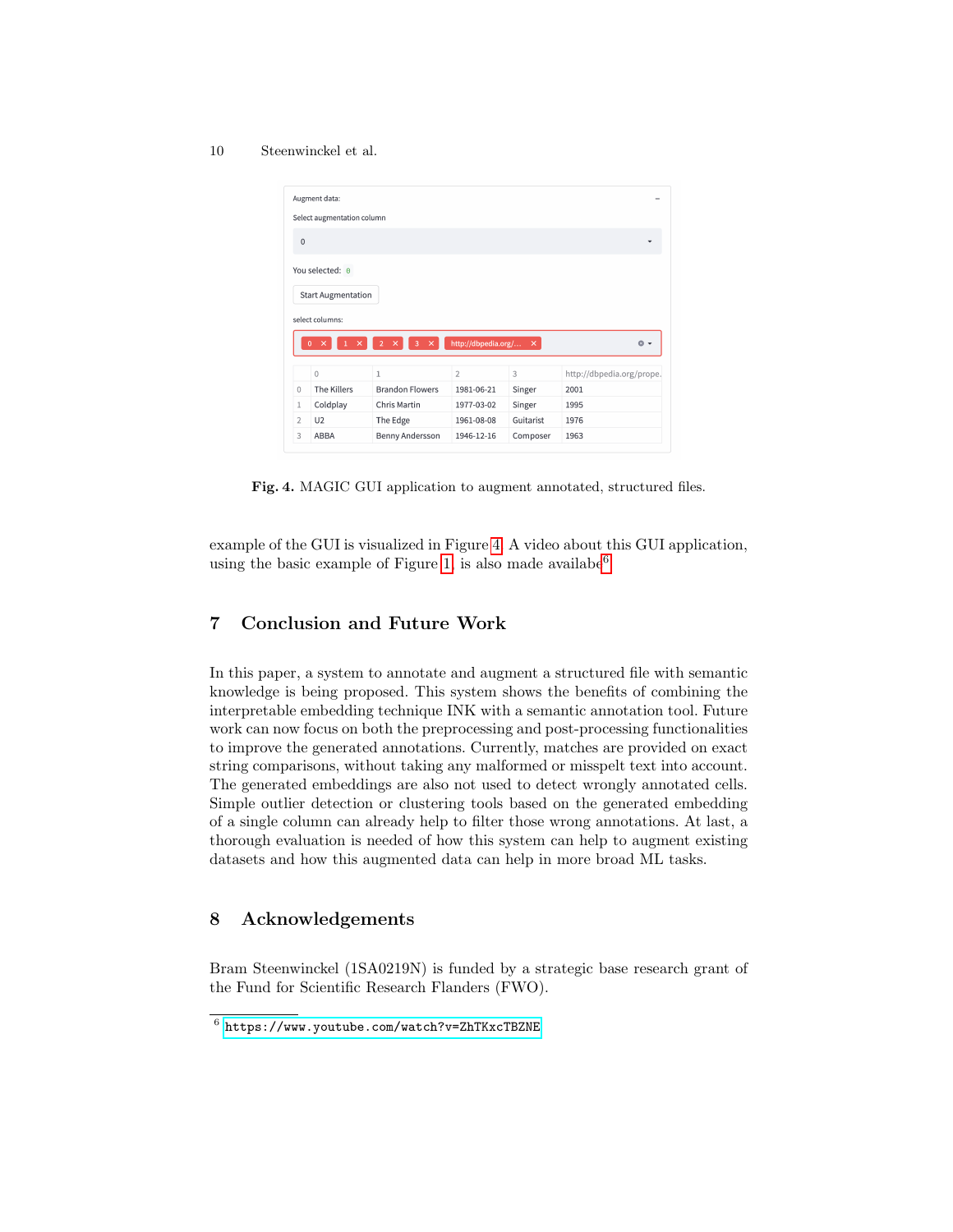Augment data:

Select augmentation column

0

You selected: 0

Start Augmentation

select columns:

0 × 1 × 2 × 3 × http://dbpedia.org/... ×

| | 0 | 1 | 2 | 3 | http://dbpedia.org/prope. |
|---|---|---|---|---|---|
| 0 | The Killers | Brandon Flowers | 1981-06-21 | Singer | 2001 |
| 1 | Coldplay | Chris Martin | 1977-03-02 | Singer | 1995 |
| 2 | U2 | The Edge | 1961-08-08 | Guitarist | 1976 |
| 3 | ABBA | Benny Andersson | 1946-12-16 | Composer | 1963 |

**Fig. 4.** MAGIC GUI application to augment annotated, structured files.

example of the GUI is visualized in Figure 4. A video about this GUI application, using the basic example of Figure 1, is also made availabe[6].

## 7 Conclusion and Future Work

In this paper, a system to annotate and augment a structured file with semantic knowledge is being proposed. This system shows the benefits of combining the interpretable embedding technique INK with a semantic annotation tool. Future work can now focus on both the preprocessing and post-processing functionalities to improve the generated annotations. Currently, matches are provided on exact string comparisons, without taking any malformed or misspelt text into account. The generated embeddings are also not used to detect wrongly annotated cells. Simple outlier detection or clustering tools based on the generated embedding of a single column can already help to filter those wrong annotations. At last, a thorough evaluation is needed of how this system can help to augment existing datasets and how this augmented data can help in more broad ML tasks.

## 8 Acknowledgements

Bram Steenwinckel (1SA0219N) is funded by a strategic base research grant of the Fund for Scientific Research Flanders (FWO).

[6] https://www.youtube.com/watch?v=ZhTKxcTBZNE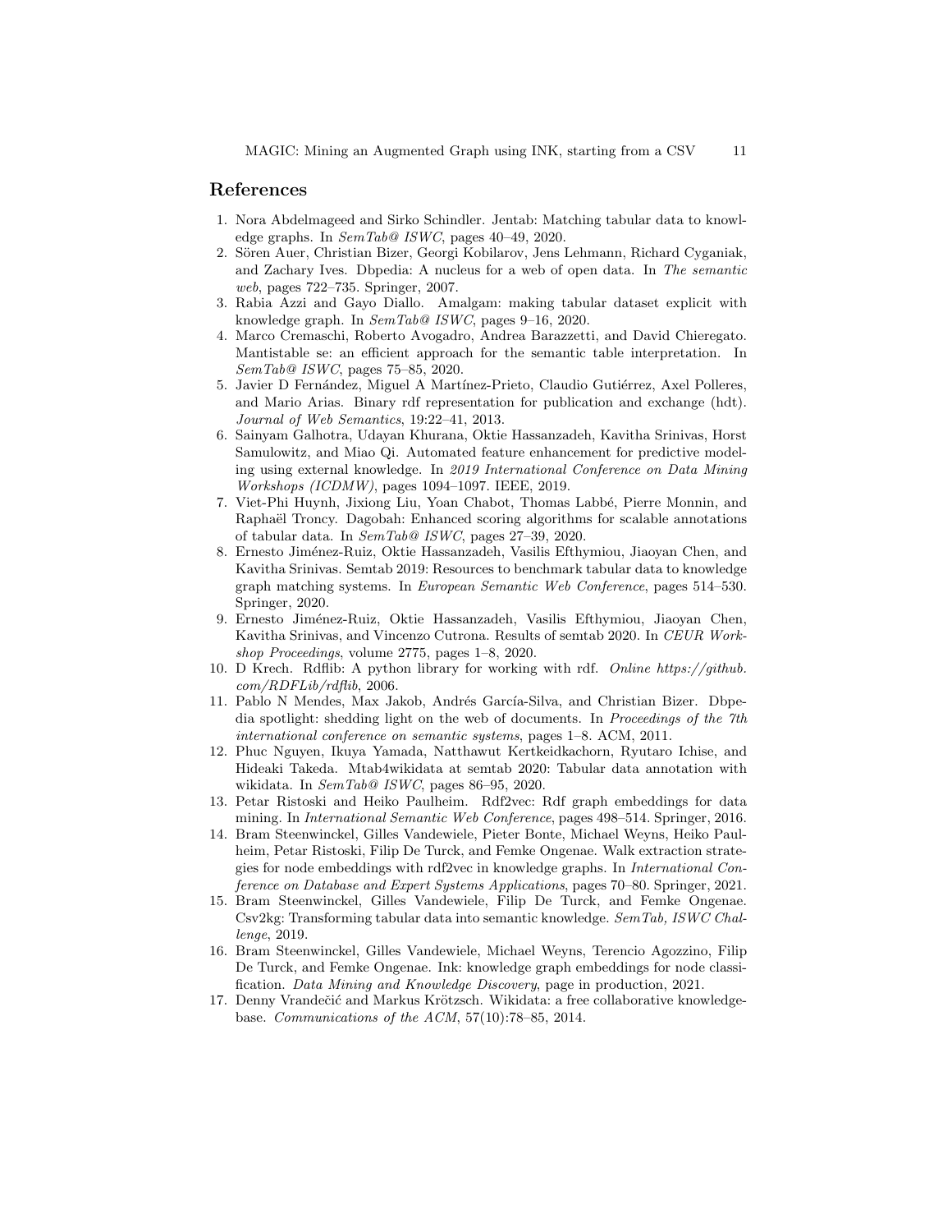## References

1. Nora Abdelmageed and Sirko Schindler. Jentab: Matching tabular data to knowledge graphs. In *SemTab@ ISWC*, pages 40–49, 2020.
2. Sören Auer, Christian Bizer, Georgi Kobilarov, Jens Lehmann, Richard Cyganiak, and Zachary Ives. Dbpedia: A nucleus for a web of open data. In *The semantic web*, pages 722–735. Springer, 2007.
3. Rabia Azzi and Gayo Diallo. Amalgam: making tabular dataset explicit with knowledge graph. In *SemTab@ ISWC*, pages 9–16, 2020.
4. Marco Cremaschi, Roberto Avogadro, Andrea Barazzetti, and David Chieregato. Mantistable se: an efficient approach for the semantic table interpretation. In *SemTab@ ISWC*, pages 75–85, 2020.
5. Javier D Fernández, Miguel A Martínez-Prieto, Claudio Gutiérrez, Axel Polleres, and Mario Arias. Binary rdf representation for publication and exchange (hdt). *Journal of Web Semantics*, 19:22–41, 2013.
6. Sainyam Galhotra, Udayan Khurana, Oktie Hassanzadeh, Kavitha Srinivas, Horst Samulowitz, and Miao Qi. Automated feature enhancement for predictive modeling using external knowledge. In *2019 International Conference on Data Mining Workshops (ICDMW)*, pages 1094–1097. IEEE, 2019.
7. Viet-Phi Huynh, Jixiong Liu, Yoan Chabot, Thomas Labbé, Pierre Monnin, and Raphaël Troncy. Dagobah: Enhanced scoring algorithms for scalable annotations of tabular data. In *SemTab@ ISWC*, pages 27–39, 2020.
8. Ernesto Jiménez-Ruiz, Oktie Hassanzadeh, Vasilis Efthymiou, Jiaoyan Chen, and Kavitha Srinivas. Semtab 2019: Resources to benchmark tabular data to knowledge graph matching systems. In *European Semantic Web Conference*, pages 514–530. Springer, 2020.
9. Ernesto Jiménez-Ruiz, Oktie Hassanzadeh, Vasilis Efthymiou, Jiaoyan Chen, Kavitha Srinivas, and Vincenzo Cutrona. Results of semtab 2020. In *CEUR Workshop Proceedings*, volume 2775, pages 1–8, 2020.
10. D Krech. Rdflib: A python library for working with rdf. *Online https://github.com/RDFLib/rdflib*, 2006.
11. Pablo N Mendes, Max Jakob, Andrés García-Silva, and Christian Bizer. Dbpedia spotlight: shedding light on the web of documents. In *Proceedings of the 7th international conference on semantic systems*, pages 1–8. ACM, 2011.
12. Phuc Nguyen, Ikuya Yamada, Natthawut Kertkeidkachorn, Ryutaro Ichise, and Hideaki Takeda. Mtab4wikidata at semtab 2020: Tabular data annotation with wikidata. In *SemTab@ ISWC*, pages 86–95, 2020.
13. Petar Ristoski and Heiko Paulheim. Rdf2vec: Rdf graph embeddings for data mining. In *International Semantic Web Conference*, pages 498–514. Springer, 2016.
14. Bram Steenwinckel, Gilles Vandewiele, Pieter Bonte, Michael Weyns, Heiko Paulheim, Petar Ristoski, Filip De Turck, and Femke Ongenae. Walk extraction strategies for node embeddings with rdf2vec in knowledge graphs. In *International Conference on Database and Expert Systems Applications*, pages 70–80. Springer, 2021.
15. Bram Steenwinckel, Gilles Vandewiele, Filip De Turck, and Femke Ongenae. Csv2kg: Transforming tabular data into semantic knowledge. *SemTab, ISWC Challenge*, 2019.
16. Bram Steenwinckel, Gilles Vandewiele, Michael Weyns, Terencio Agozzino, Filip De Turck, and Femke Ongenae. Ink: knowledge graph embeddings for node classification. *Data Mining and Knowledge Discovery*, page in production, 2021.
17. Denny Vrandečić and Markus Krötzsch. Wikidata: a free collaborative knowledgebase. *Communications of the ACM*, 57(10):78–85, 2014.